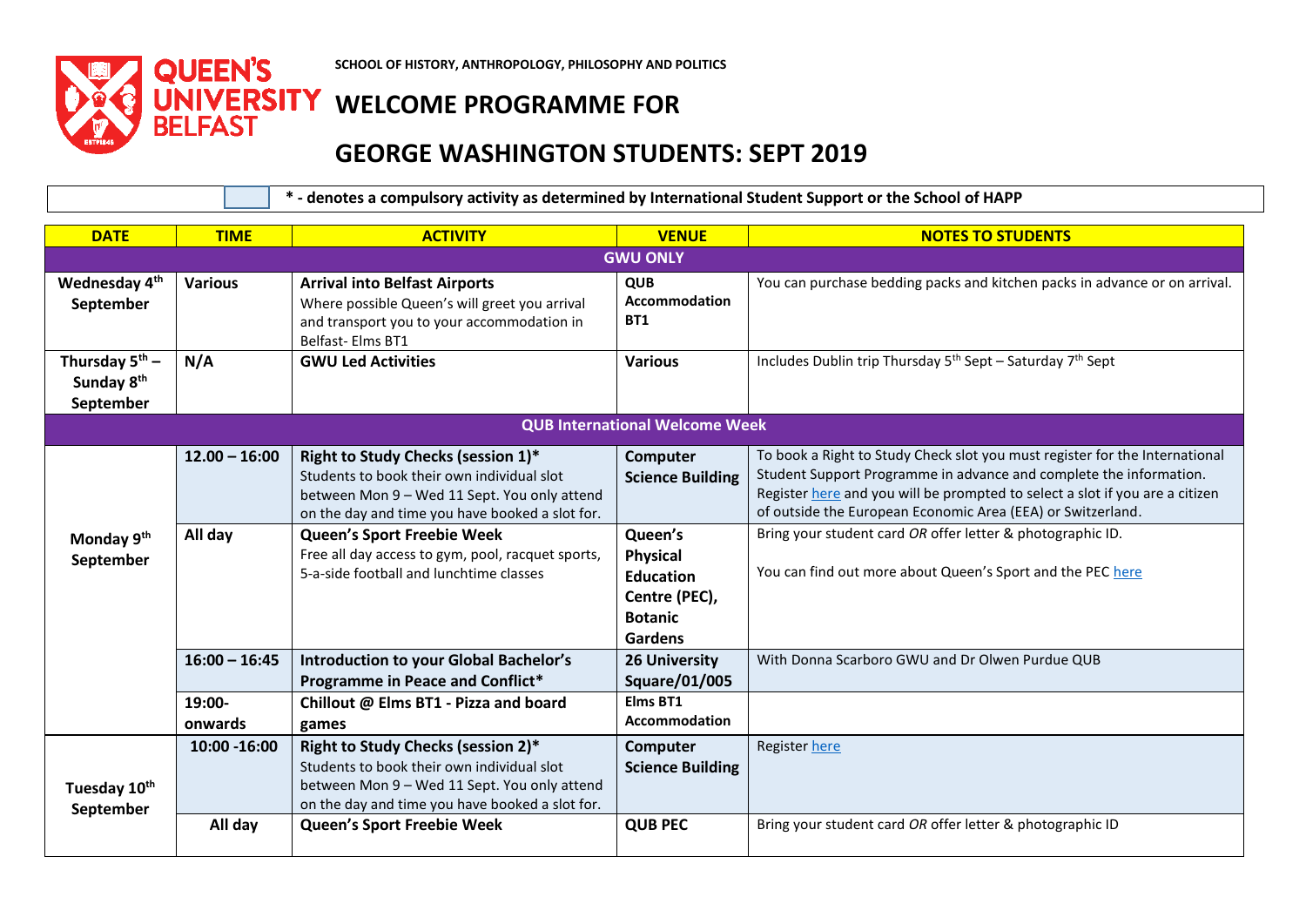SCHOOL OF HISTORY, ANTHROPOLOGY, PHILOSOPHY AND POLITICS

# WELCOME PROGRAMME FOR

# GEORGE WASHINGTON STUDENTS: SEPT 2019

**\* - denotes a compulsory activity as determined by International Student Support or the School of HAPP**

| DATE | TIME | ACTIVITY | VENUE | NOTES TO STUDENTS |
|---|---|---|---|---|
| **GWU ONLY** | | | | |
| **Wednesday 4th September** | **Various** | **Arrival into Belfast Airports** Where possible Queen's will greet you arrival and transport you to your accommodation in Belfast- Elms BT1 | **QUB Accommodation BT1** | You can purchase bedding packs and kitchen packs in advance or on arrival. |
| **Thursday 5th – Sunday 8th September** | **N/A** | **GWU Led Activities** | **Various** | Includes Dublin trip Thursday 5th Sept – Saturday 7th Sept |
| **QUB International Welcome Week** | | | | |
| **Monday 9th September** | **12.00 – 16:00** | **Right to Study Checks (session 1)\*** Students to book their own individual slot between Mon 9 – Wed 11 Sept. You only attend on the day and time you have booked a slot for. | **Computer Science Building** | To book a Right to Study Check slot you must register for the International Student Support Programme in advance and complete the information. Register here and you will be prompted to select a slot if you are a citizen of outside the European Economic Area (EEA) or Switzerland. |
| | **All day** | **Queen's Sport Freebie Week** Free all day access to gym, pool, racquet sports, 5-a-side football and lunchtime classes | **Queen's Physical Education Centre (PEC), Botanic Gardens** | Bring your student card *OR* offer letter & photographic ID.<br><br>You can find out more about Queen's Sport and the PEC here |
| | **16:00 – 16:45** | **Introduction to your Global Bachelor's Programme in Peace and Conflict\*** | **26 University Square/01/005** | With Donna Scarboro GWU and Dr Olwen Purdue QUB |
| | **19:00-onwards** | **Chillout @ Elms BT1 - Pizza and board games** | **Elms BT1 Accommodation** | |
| **Tuesday 10th September** | **10:00 -16:00** | **Right to Study Checks (session 2)\*** Students to book their own individual slot between Mon 9 – Wed 11 Sept. You only attend on the day and time you have booked a slot for. | **Computer Science Building** | Register here |
| | **All day** | **Queen's Sport Freebie Week** | **QUB PEC** | Bring your student card *OR* offer letter & photographic ID |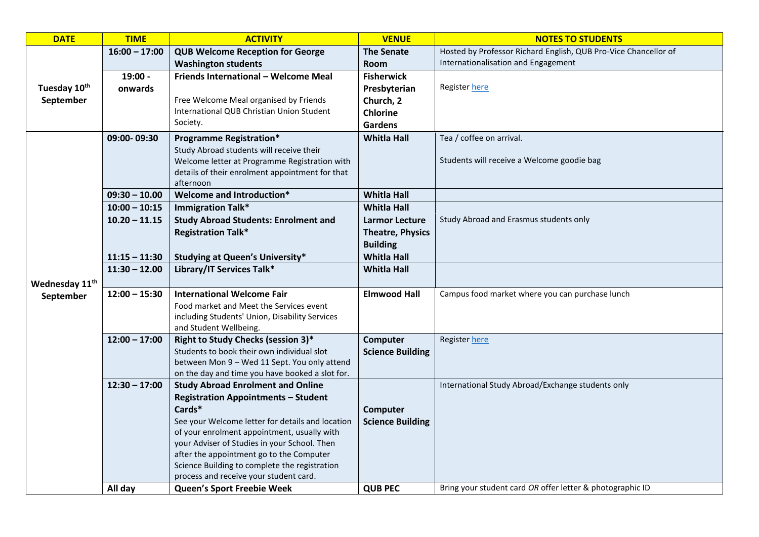| DATE | TIME | ACTIVITY | VENUE | NOTES TO STUDENTS |
|---|---|---|---|---|
| Tuesday 10th September | 16:00 – 17:00 | **QUB Welcome Reception for George Washington students** | **The Senate Room** | Hosted by Professor Richard English, QUB Pro-Vice Chancellor of Internationalisation and Engagement |
| | 19:00 - onwards | **Friends International – Welcome Meal**<br><br>Free Welcome Meal organised by Friends International QUB Christian Union Student Society. | **Fisherwick Presbyterian Church, 2 Chlorine Gardens** | Register [here](#) |
| Wednesday 11th September | 09:00- 09:30 | **Programme Registration***<br>Study Abroad students will receive their Welcome letter at Programme Registration with details of their enrolment appointment for that afternoon | **Whitla Hall** | Tea / coffee on arrival.<br><br>Students will receive a Welcome goodie bag |
| | 09:30 – 10.00 | **Welcome and Introduction*** | **Whitla Hall** | |
| | 10:00 – 10:15 | **Immigration Talk*** | **Whitla Hall** | |
| | 10.20 – 11.15 | **Study Abroad Students: Enrolment and Registration Talk*** | **Larmor Lecture Theatre, Physics Building** | Study Abroad and Erasmus students only |
| | 11:15 – 11:30 | **Studying at Queen's University*** | **Whitla Hall** | |
| | 11:30 – 12.00 | **Library/IT Services Talk*** | **Whitla Hall** | |
| | 12:00 – 15:30 | **International Welcome Fair**<br>Food market and Meet the Services event including Students' Union, Disability Services and Student Wellbeing. | **Elmwood Hall** | Campus food market where you can purchase lunch |
| | 12:00 – 17:00 | **Right to Study Checks (session 3)***<br>Students to book their own individual slot between Mon 9 – Wed 11 Sept. You only attend on the day and time you have booked a slot for. | **Computer Science Building** | Register [here](#) |
| | 12:30 – 17:00 | **Study Abroad Enrolment and Online Registration Appointments – Student Cards***<br>See your Welcome letter for details and location of your enrolment appointment, usually with your Adviser of Studies in your School. Then after the appointment go to the Computer Science Building to complete the registration process and receive your student card. | **Computer Science Building** | International Study Abroad/Exchange students only |
| | **All day** | **Queen's Sport Freebie Week** | **QUB PEC** | Bring your student card *OR* offer letter & photographic ID |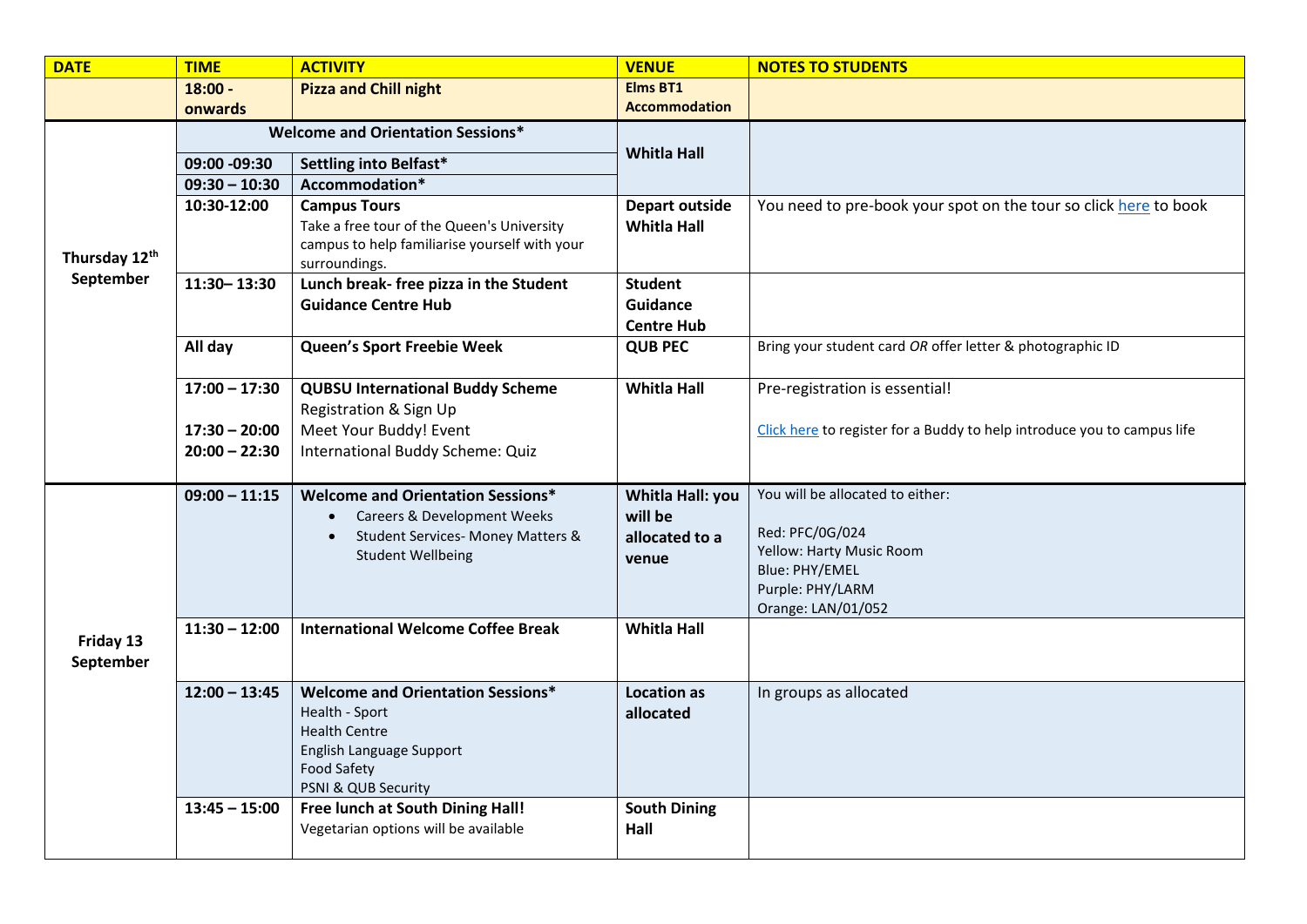| DATE | TIME | ACTIVITY | VENUE | NOTES TO STUDENTS |
|---|---|---|---|---|
| | 18:00 - onwards | **Pizza and Chill night** | **Elms BT1 Accommodation** | |
| Thursday 12th September | | **Welcome and Orientation Sessions*** | **Whitla Hall** | |
| | 09:00 -09:30 | **Settling into Belfast*** | | |
| | 09:30 – 10:30 | **Accommodation*** | | |
| | 10:30-12:00 | **Campus Tours** Take a free tour of the Queen's University campus to help familiarise yourself with your surroundings. | **Depart outside Whitla Hall** | You need to pre-book your spot on the tour so click here to book |
| | 11:30– 13:30 | **Lunch break- free pizza in the Student Guidance Centre Hub** | **Student Guidance Centre Hub** | |
| | All day | **Queen's Sport Freebie Week** | **QUB PEC** | Bring your student card *OR* offer letter & photographic ID |
| | 17:00 – 17:30<br>17:30 – 20:00<br>20:00 – 22:30 | **QUBSU International Buddy Scheme** Registration & Sign Up<br>Meet Your Buddy! Event<br>International Buddy Scheme: Quiz | **Whitla Hall** | Pre-registration is essential!<br>Click here to register for a Buddy to help introduce you to campus life |
| Friday 13 September | 09:00 – 11:15 | **Welcome and Orientation Sessions***<br>• Careers & Development Weeks<br>• Student Services- Money Matters & Student Wellbeing | **Whitla Hall: you will be allocated to a venue** | You will be allocated to either:<br>Red: PFC/0G/024<br>Yellow: Harty Music Room<br>Blue: PHY/EMEL<br>Purple: PHY/LARM<br>Orange: LAN/01/052 |
| | 11:30 – 12:00 | **International Welcome Coffee Break** | **Whitla Hall** | |
| | 12:00 – 13:45 | **Welcome and Orientation Sessions***<br>Health - Sport<br>Health Centre<br>English Language Support<br>Food Safety<br>PSNI & QUB Security | **Location as allocated** | In groups as allocated |
| | 13:45 – 15:00 | **Free lunch at South Dining Hall!** Vegetarian options will be available | **South Dining Hall** | |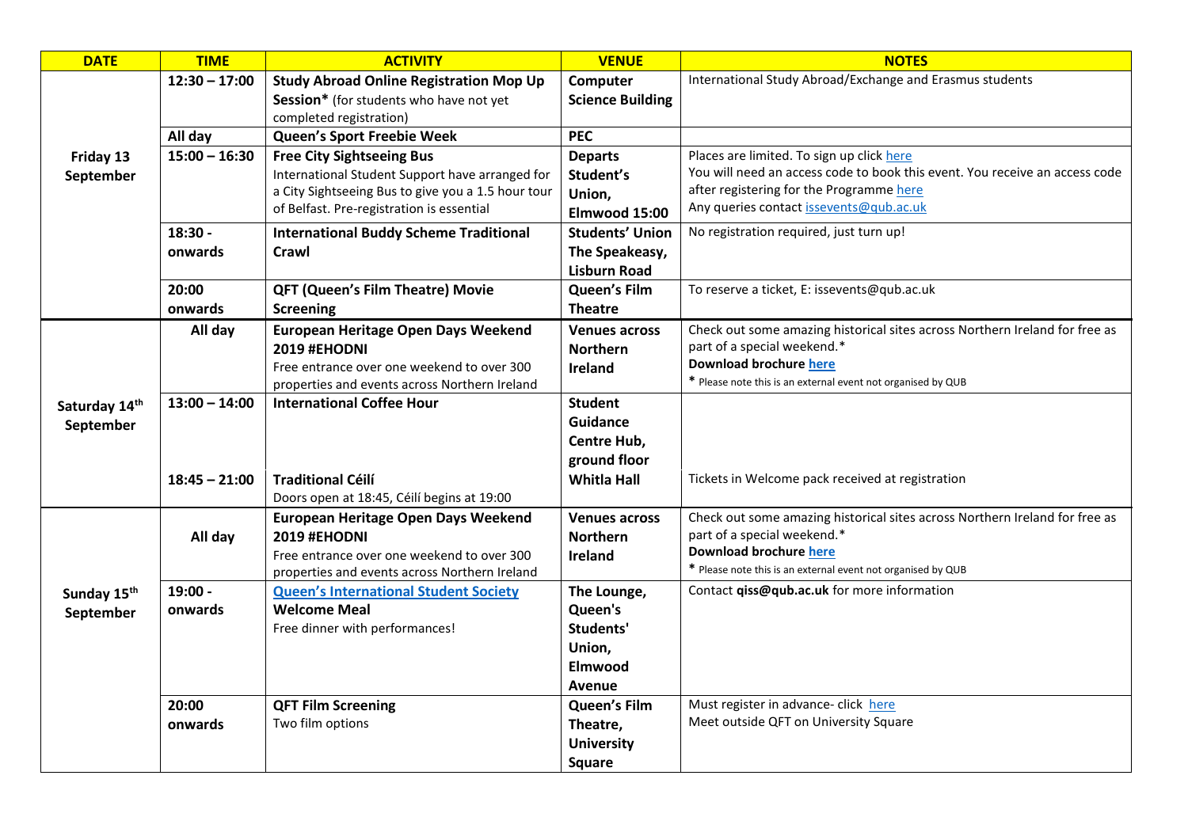| DATE | TIME | ACTIVITY | VENUE | NOTES |
| --- | --- | --- | --- | --- |
| Friday 13 September | 12:30 – 17:00 | **Study Abroad Online Registration Mop Up Session*** (for students who have not yet completed registration) | **Computer Science Building** | International Study Abroad/Exchange and Erasmus students |
| | All day | **Queen's Sport Freebie Week** | **PEC** | |
| | 15:00 – 16:30 | **Free City Sightseeing Bus** International Student Support have arranged for a City Sightseeing Bus to give you a 1.5 hour tour of Belfast. Pre-registration is essential | **Departs Student's Union, Elmwood 15:00** | Places are limited. To sign up click here You will need an access code to book this event. You receive an access code after registering for the Programme here Any queries contact issevents@qub.ac.uk |
| | 18:30 - onwards | **International Buddy Scheme Traditional Crawl** | **Students' Union The Speakeasy, Lisburn Road** | No registration required, just turn up! |
| | 20:00 onwards | **QFT (Queen's Film Theatre) Movie Screening** | **Queen's Film Theatre** | To reserve a ticket, E: issevents@qub.ac.uk |
| Saturday 14th September | All day | **European Heritage Open Days Weekend 2019 #EHODNI** Free entrance over one weekend to over 300 properties and events across Northern Ireland | **Venues across Northern Ireland** | Check out some amazing historical sites across Northern Ireland for free as part of a special weekend.* **Download brochure here** * Please note this is an external event not organised by QUB |
| | 13:00 – 14:00 | **International Coffee Hour** | **Student Guidance Centre Hub, ground floor** | |
| | 18:45 – 21:00 | **Traditional Céilí** Doors open at 18:45, Céilí begins at 19:00 | **Whitla Hall** | Tickets in Welcome pack received at registration |
| Sunday 15th September | All day | **European Heritage Open Days Weekend 2019 #EHODNI** Free entrance over one weekend to over 300 properties and events across Northern Ireland | **Venues across Northern Ireland** | Check out some amazing historical sites across Northern Ireland for free as part of a special weekend.* **Download brochure here** * Please note this is an external event not organised by QUB |
| | 19:00 - onwards | **Queen's International Student Society Welcome Meal** Free dinner with performances! | **The Lounge, Queen's Students' Union, Elmwood Avenue** | Contact **qiss@qub.ac.uk** for more information |
| | 20:00 onwards | **QFT Film Screening** Two film options | **Queen's Film Theatre, University Square** | Must register in advance- click here Meet outside QFT on University Square |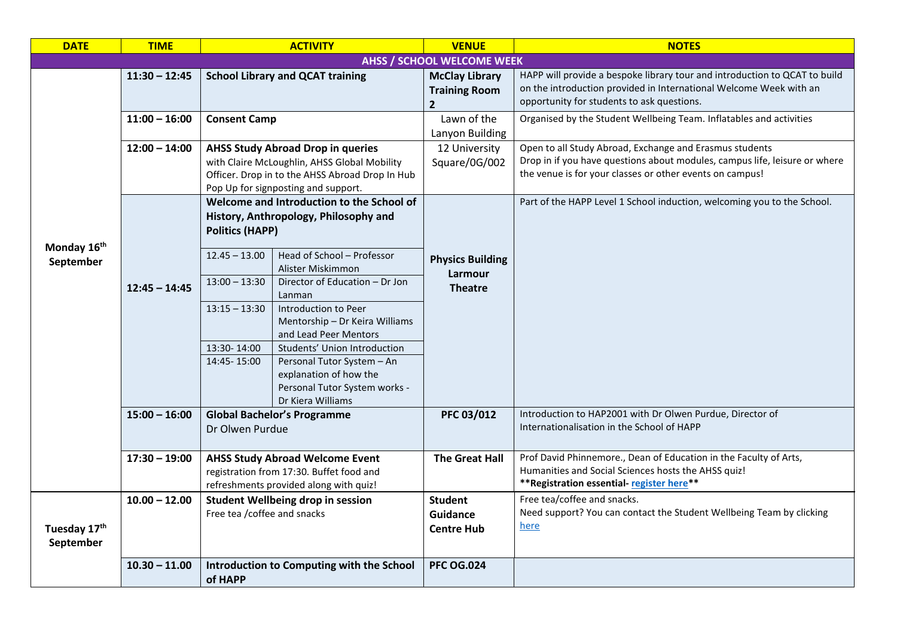| DATE | TIME | ACTIVITY | VENUE | NOTES |
|---|---|---|---|---|
| **AHSS / SCHOOL WELCOME WEEK** | | | | |
| **Monday 16th September** | **11:30 – 12:45** | **School Library and QCAT training** | **McClay Library Training Room 2** | HAPP will provide a bespoke library tour and introduction to QCAT to build on the introduction provided in International Welcome Week with an opportunity for students to ask questions. |
| | **11:00 – 16:00** | **Consent Camp** | Lawn of the Lanyon Building | Organised by the Student Wellbeing Team. Inflatables and activities |
| | **12:00 – 14:00** | **AHSS Study Abroad Drop in queries** with Claire McLoughlin, AHSS Global Mobility Officer. Drop in to the AHSS Abroad Drop In Hub Pop Up for signposting and support. | 12 University Square/0G/002 | Open to all Study Abroad, Exchange and Erasmus students<br>Drop in if you have questions about modules, campus life, leisure or where the venue is for your classes or other events on campus! |
| | **12:45 – 14:45** | **Welcome and Introduction to the School of History, Anthropology, Philosophy and Politics (HAPP)**<br>12.45 – 13.00: Head of School – Professor Alister Miskimmon<br>13:00 – 13:30: Director of Education – Dr Jon Lanman<br>13:15 – 13:30: Introduction to Peer Mentorship – Dr Keira Williams and Lead Peer Mentors<br>13:30- 14:00: Students' Union Introduction<br>14:45- 15:00: Personal Tutor System – An explanation of how the Personal Tutor System works - Dr Kiera Williams | **Physics Building Larmour Theatre** | Part of the HAPP Level 1 School induction, welcoming you to the School. |
| | **15:00 – 16:00** | **Global Bachelor's Programme**<br>Dr Olwen Purdue | **PFC 03/012** | Introduction to HAP2001 with Dr Olwen Purdue, Director of Internationalisation in the School of HAPP |
| | **17:30 – 19:00** | **AHSS Study Abroad Welcome Event** registration from 17:30. Buffet food and refreshments provided along with quiz! | **The Great Hall** | Prof David Phinnemore., Dean of Education in the Faculty of Arts, Humanities and Social Sciences hosts the AHSS quiz!<br>**Registration essential- register here** |
| **Tuesday 17th September** | **10.00 – 12.00** | **Student Wellbeing drop in session**<br>Free tea /coffee and snacks | **Student Guidance Centre Hub** | Free tea/coffee and snacks.<br>Need support? You can contact the Student Wellbeing Team by clicking here |
| | **10.30 – 11.00** | **Introduction to Computing with the School of HAPP** | **PFC OG.024** | |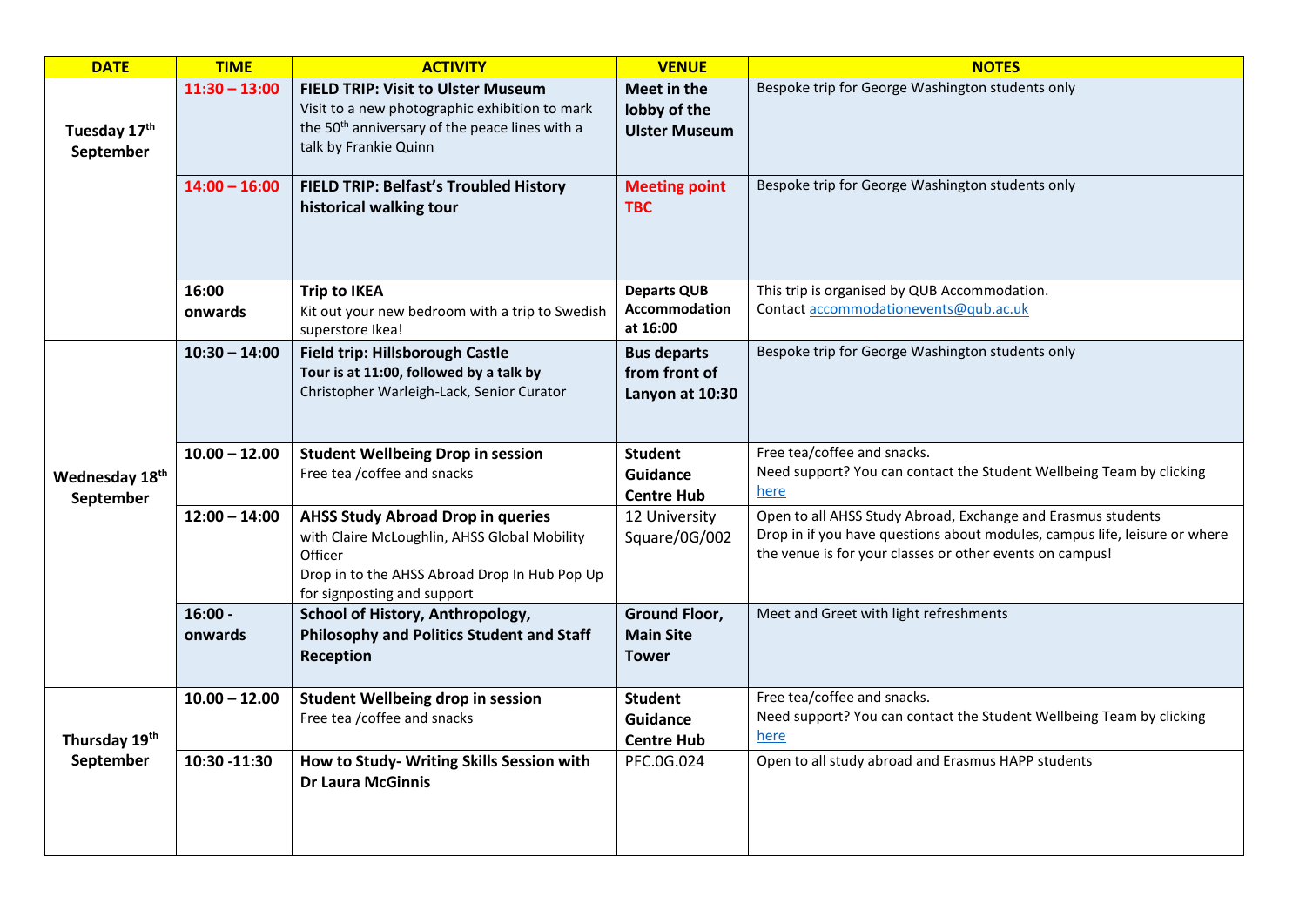| DATE | TIME | ACTIVITY | VENUE | NOTES |
|---|---|---|---|---|
| Tuesday 17th September | 11:30 – 13:00 | **FIELD TRIP: Visit to Ulster Museum** Visit to a new photographic exhibition to mark the 50th anniversary of the peace lines with a talk by Frankie Quinn | **Meet in the lobby of the Ulster Museum** | Bespoke trip for George Washington students only |
| | 14:00 – 16:00 | **FIELD TRIP: Belfast's Troubled History historical walking tour** | **Meeting point TBC** | Bespoke trip for George Washington students only |
| | 16:00 onwards | **Trip to IKEA** Kit out your new bedroom with a trip to Swedish superstore Ikea! | **Departs QUB Accommodation at 16:00** | This trip is organised by QUB Accommodation. Contact accommodationevents@qub.ac.uk |
| Wednesday 18th September | 10:30 – 14:00 | **Field trip: Hillsborough Castle** **Tour is at 11:00, followed by a talk by** Christopher Warleigh-Lack, Senior Curator | **Bus departs from front of Lanyon at 10:30** | Bespoke trip for George Washington students only |
| | 10.00 – 12.00 | **Student Wellbeing Drop in session** Free tea /coffee and snacks | **Student Guidance Centre Hub** | Free tea/coffee and snacks. Need support? You can contact the Student Wellbeing Team by clicking here |
| | 12:00 – 14:00 | **AHSS Study Abroad Drop in queries** with Claire McLoughlin, AHSS Global Mobility Officer Drop in to the AHSS Abroad Drop In Hub Pop Up for signposting and support | 12 University Square/0G/002 | Open to all AHSS Study Abroad, Exchange and Erasmus students Drop in if you have questions about modules, campus life, leisure or where the venue is for your classes or other events on campus! |
| | 16:00 - onwards | **School of History, Anthropology, Philosophy and Politics Student and Staff Reception** | **Ground Floor, Main Site Tower** | Meet and Greet with light refreshments |
| Thursday 19th September | 10.00 – 12.00 | **Student Wellbeing drop in session** Free tea /coffee and snacks | **Student Guidance Centre Hub** | Free tea/coffee and snacks. Need support? You can contact the Student Wellbeing Team by clicking here |
| | 10:30 -11:30 | **How to Study- Writing Skills Session with Dr Laura McGinnis** | PFC.0G.024 | Open to all study abroad and Erasmus HAPP students |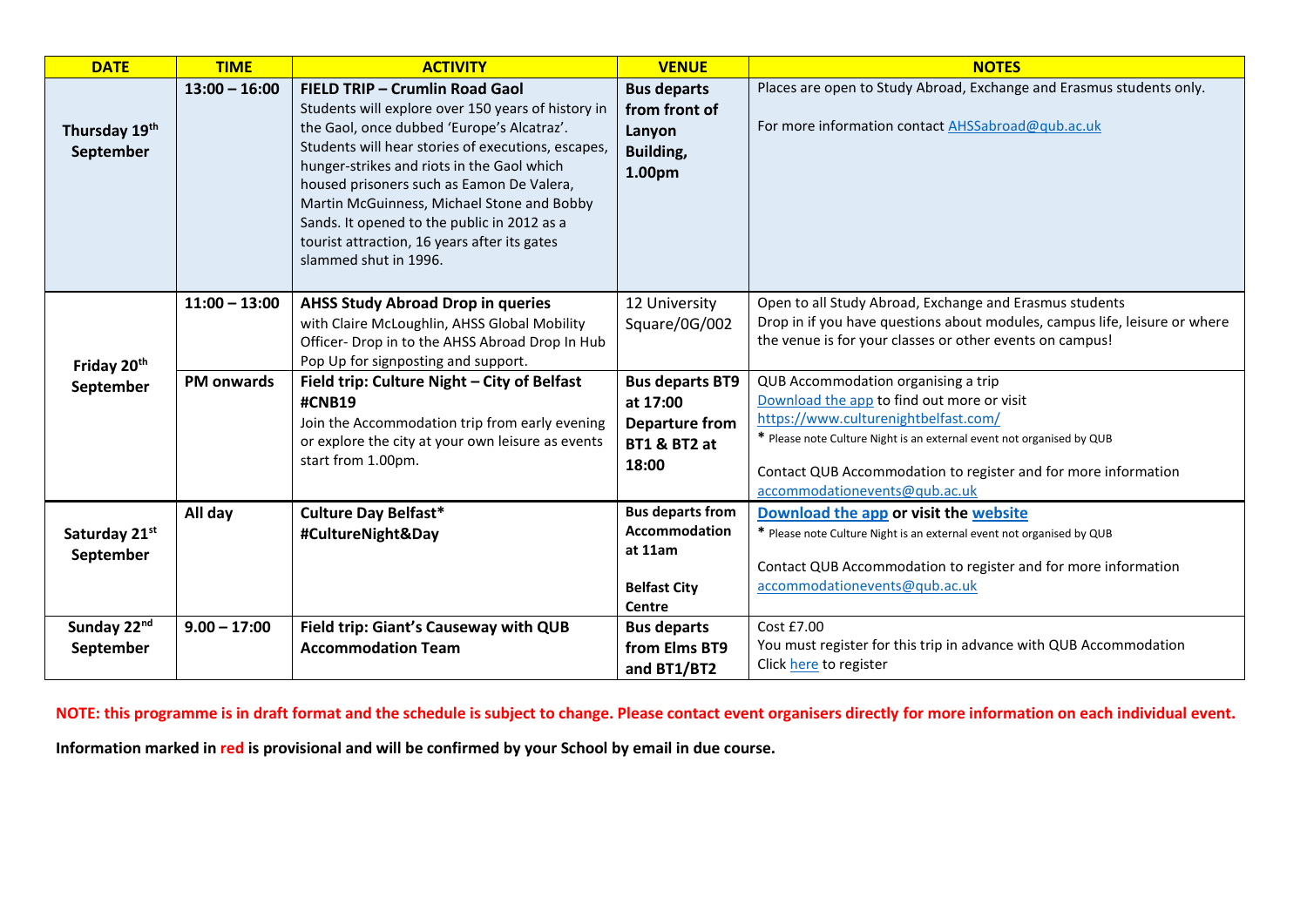| DATE | TIME | ACTIVITY | VENUE | NOTES |
|---|---|---|---|---|
| Thursday 19th September | 13:00 – 16:00 | **FIELD TRIP – Crumlin Road Gaol** Students will explore over 150 years of history in the Gaol, once dubbed 'Europe's Alcatraz'. Students will hear stories of executions, escapes, hunger-strikes and riots in the Gaol which housed prisoners such as Eamon De Valera, Martin McGuinness, Michael Stone and Bobby Sands. It opened to the public in 2012 as a tourist attraction, 16 years after its gates slammed shut in 1996. | **Bus departs from front of Lanyon Building, 1.00pm** | Places are open to Study Abroad, Exchange and Erasmus students only. For more information contact AHSSabroad@qub.ac.uk |
| Friday 20th September | 11:00 – 13:00 | **AHSS Study Abroad Drop in queries** with Claire McLoughlin, AHSS Global Mobility Officer- Drop in to the AHSS Abroad Drop In Hub Pop Up for signposting and support. | 12 University Square/0G/002 | Open to all Study Abroad, Exchange and Erasmus students Drop in if you have questions about modules, campus life, leisure or where the venue is for your classes or other events on campus! |
| | PM onwards | **Field trip: Culture Night – City of Belfast #CNB19** Join the Accommodation trip from early evening or explore the city at your own leisure as events start from 1.00pm. | **Bus departs BT9 at 17:00 Departure from BT1 & BT2 at 18:00** | QUB Accommodation organising a trip Download the app to find out more or visit https://www.culturenightbelfast.com/ * Please note Culture Night is an external event not organised by QUB Contact QUB Accommodation to register and for more information accommodationevents@qub.ac.uk |
| Saturday 21st September | All day | **Culture Day Belfast* #CultureNight&Day** | **Bus departs from Accommodation at 11am Belfast City Centre** | **Download the app or visit the website** * Please note Culture Night is an external event not organised by QUB Contact QUB Accommodation to register and for more information accommodationevents@qub.ac.uk |
| Sunday 22nd September | 9.00 – 17:00 | **Field trip: Giant's Causeway with QUB Accommodation Team** | **Bus departs from Elms BT9 and BT1/BT2** | Cost £7.00 You must register for this trip in advance with QUB Accommodation Click here to register |

**NOTE: this programme is in draft format and the schedule is subject to change. Please contact event organisers directly for more information on each individual event.**

**Information marked in red is provisional and will be confirmed by your School by email in due course.**